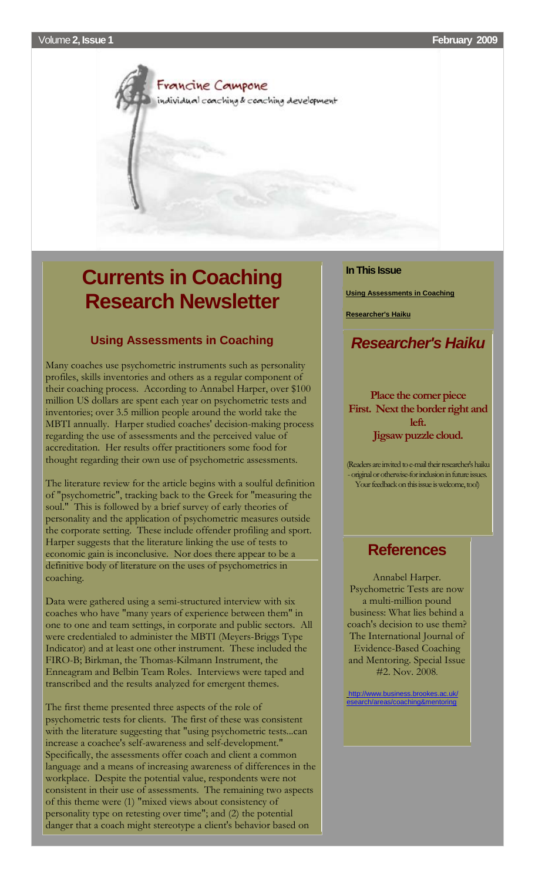Francine Campone

individual coaching & coaching development

# Currents in Coaching Research Newsletter

## Using Assessments in Coaching

Many coaches use psychometric instruments such as personality profiles, skills inventories and others as a regular component of their coaching process. According to Annabel Harper, over $100 million US dollars are spent each year on psychometric tests and inventories; over 3.5 million people around the world take the MBTI annually. Harper studied coaches' decision-making process regarding the use of assessments and the perceived value of accreditation. Her results offer practitioners some food for thought regarding their own use of psychometric assessments.

The literature review for the article begins with a soulful definition of "psychometric", tracking back to the Greek for "measuring the soul." This is followed by a brief survey of early theories of personality and the application of psychometric measures outside the corporate setting. These include offender profiling and sport. Harper suggests that the literature linking the use of tests to economic gain is inconclusive. Nor does there appear to be a definitive body of literature on the uses of psychometrics in coaching.

Data were gathered using a semi-structured interview with six coaches who have "many years of experience between them" in one to one and team settings, in corporate and public sectors. All were credentialed to administer the MBTI (Meyers-Briggs Type Indicator) and at least one other instrument. These included the FIRO-B; Birkman, the Thomas-Kilmann Instrument, the Enneagram and Belbin Team Roles. Interviews were taped and transcribed and the results analyzed for emergent themes.

The first theme presented three aspects of the role of psychometric tests for clients. The first of these was consistent with the literature suggesting that "using psychometric tests...can increase a coachee's self-awareness and self-development." Specifically, the assessments offer coach and client a common language and a means of increasing awareness of differences in the workplace. Despite the potential value, respondents were not consistent in their use of assessments. The remaining two aspects of this theme were (1) "mixed views about consistency of personality type on retesting over time"; and (2) the potential danger that a coach might stereotype a client's behavior based on

### In This Issue

**Using Assessments in Coaching**

**Researcher's Haiku**

## *Researcher's Haiku*

**Place the corner piece**
**First. Next the border right and left.**
**Jigsaw puzzle cloud.**

(Readers are invited to e-mail their researcher's haiku - original or otherwise-for inclusion in future issues. Your feedback on this issue is welcome, too!)

## References

Annabel Harper. Psychometric Tests are now a multi-million pound business: What lies behind a coach's decision to use them? The International Journal of Evidence-Based Coaching and Mentoring. Special Issue #2. Nov. 2008.

http://www.business.brookes.ac.uk/esearch/areas/coaching&mentoring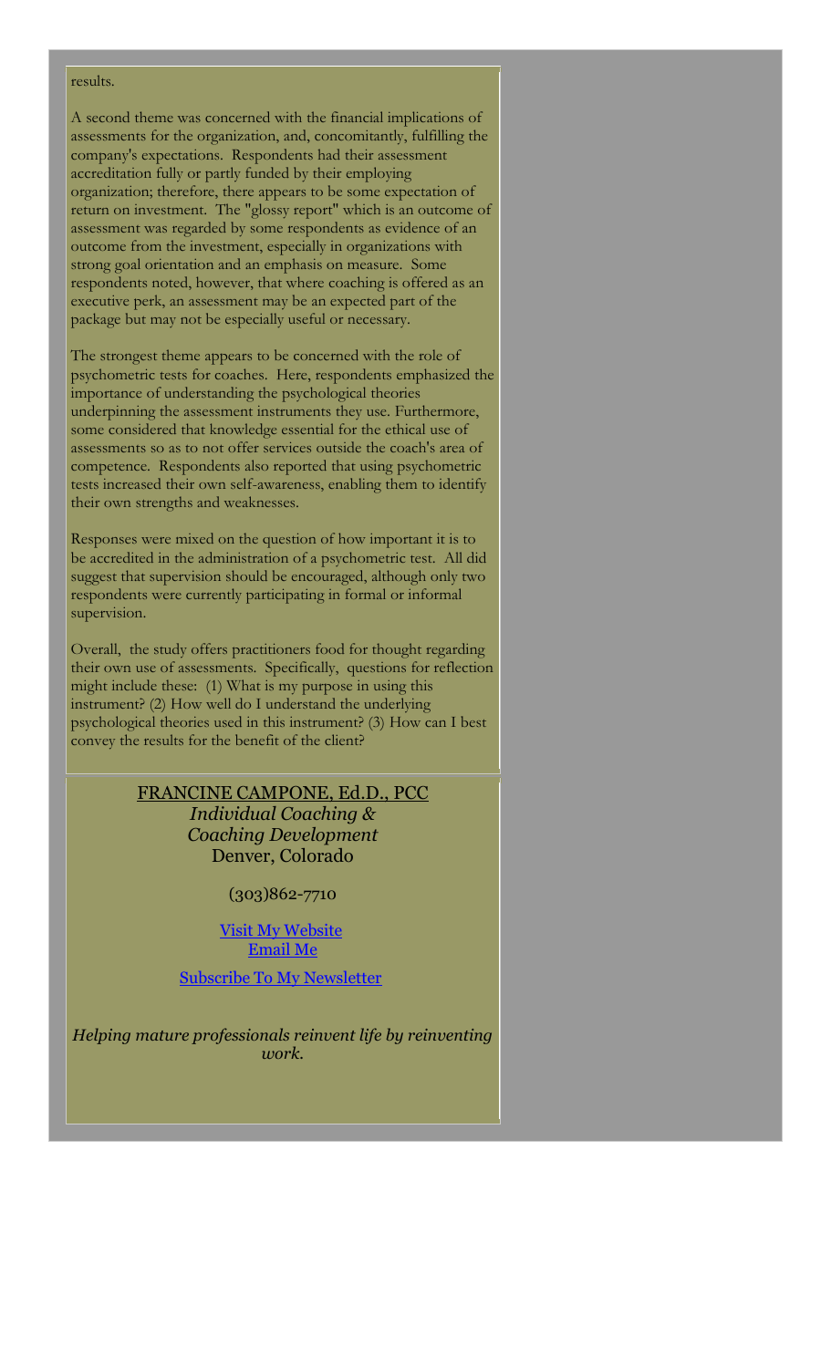results.

A second theme was concerned with the financial implications of assessments for the organization, and, concomitantly, fulfilling the company's expectations. Respondents had their assessment accreditation fully or partly funded by their employing organization; therefore, there appears to be some expectation of return on investment. The "glossy report" which is an outcome of assessment was regarded by some respondents as evidence of an outcome from the investment, especially in organizations with strong goal orientation and an emphasis on measure. Some respondents noted, however, that where coaching is offered as an executive perk, an assessment may be an expected part of the package but may not be especially useful or necessary.

The strongest theme appears to be concerned with the role of psychometric tests for coaches. Here, respondents emphasized the importance of understanding the psychological theories underpinning the assessment instruments they use. Furthermore, some considered that knowledge essential for the ethical use of assessments so as to not offer services outside the coach's area of competence. Respondents also reported that using psychometric tests increased their own self-awareness, enabling them to identify their own strengths and weaknesses.

Responses were mixed on the question of how important it is to be accredited in the administration of a psychometric test. All did suggest that supervision should be encouraged, although only two respondents were currently participating in formal or informal supervision.

Overall, the study offers practitioners food for thought regarding their own use of assessments. Specifically, questions for reflection might include these: (1) What is my purpose in using this instrument? (2) How well do I understand the underlying psychological theories used in this instrument? (3) How can I best convey the results for the benefit of the client?

FRANCINE CAMPONE, Ed.D., PCC
*Individual Coaching &*
*Coaching Development*
Denver, Colorado

(303)862-7710

Visit My Website
Email Me

Subscribe To My Newsletter

*Helping mature professionals reinvent life by reinventing work.*